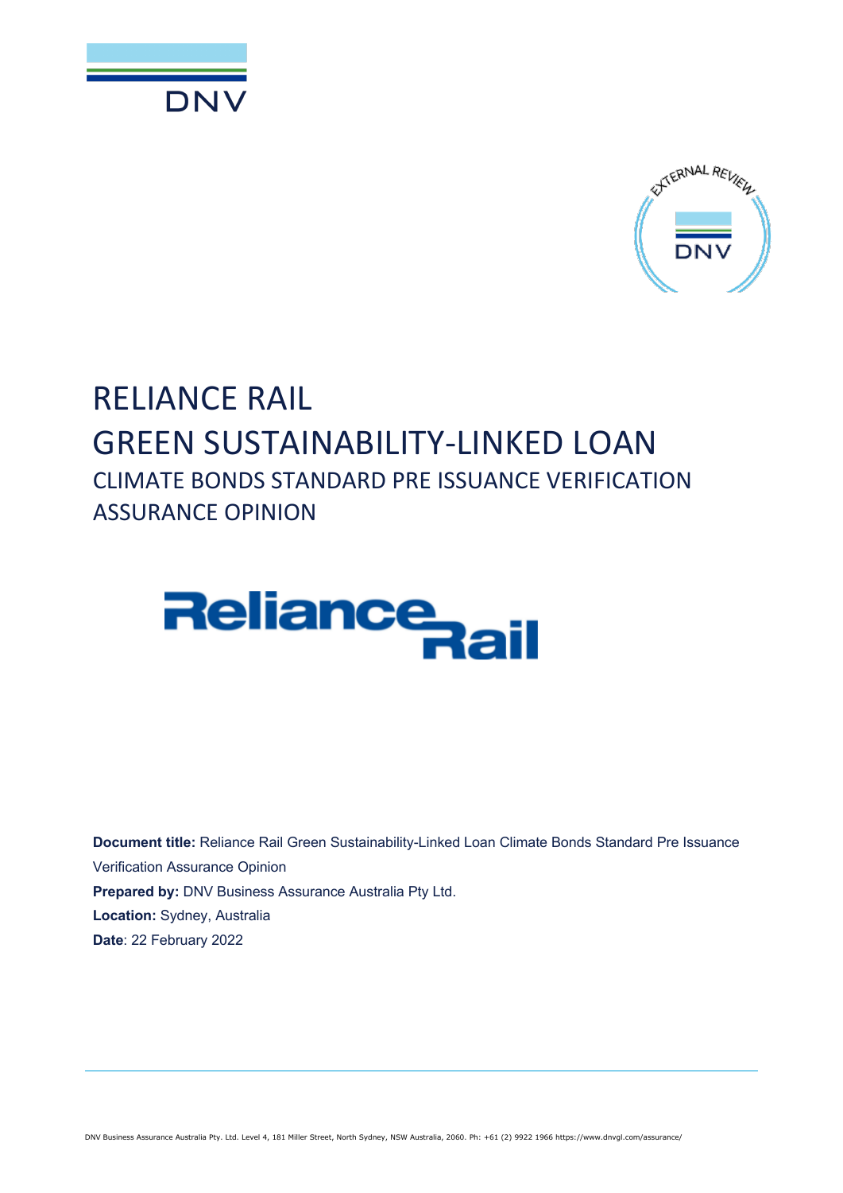# RELIANCE RAIL

# GREEN SUSTAINABILITY-LINKED LOAN

## CLIMATE BONDS STANDARD PRE ISSUANCE VERIFICATION ASSURANCE OPINION

**Document title:** Reliance Rail Green Sustainability-Linked Loan Climate Bonds Standard Pre Issuance Verification Assurance Opinion

**Prepared by:** DNV Business Assurance Australia Pty Ltd.

**Location:** Sydney, Australia

**Date**: 22 February 2022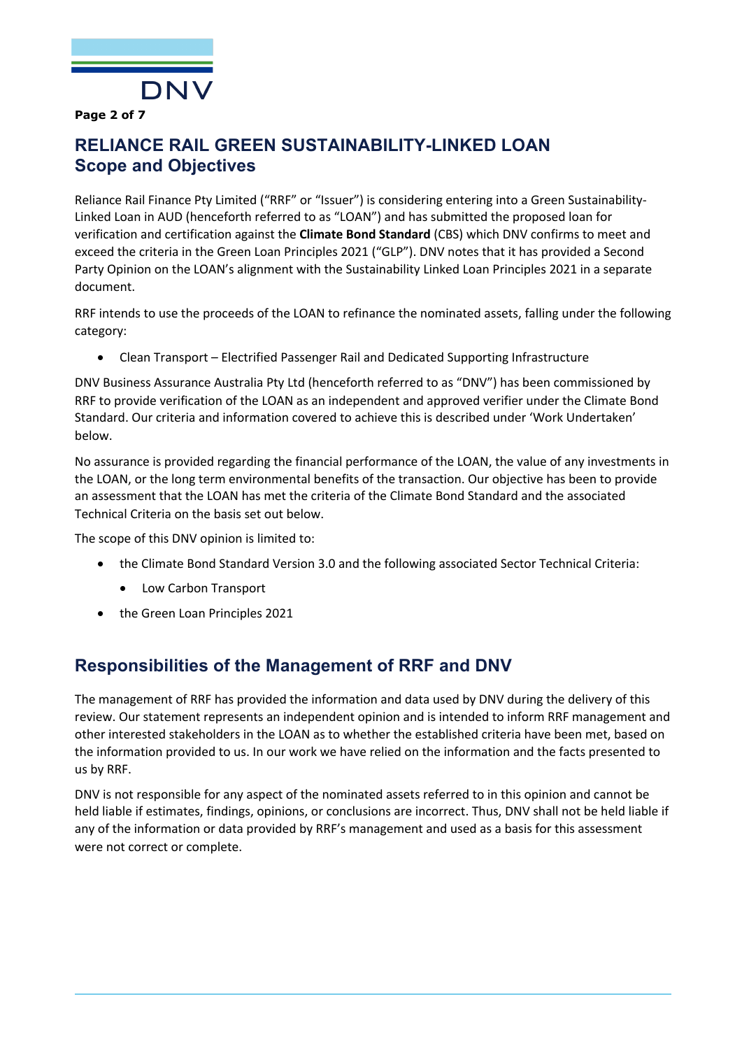# RELIANCE RAIL GREEN SUSTAINABILITY-LINKED LOAN
## Scope and Objectives

Reliance Rail Finance Pty Limited ("RRF" or "Issuer") is considering entering into a Green Sustainability-Linked Loan in AUD (henceforth referred to as "LOAN") and has submitted the proposed loan for verification and certification against the **Climate Bond Standard** (CBS) which DNV confirms to meet and exceed the criteria in the Green Loan Principles 2021 ("GLP"). DNV notes that it has provided a Second Party Opinion on the LOAN's alignment with the Sustainability Linked Loan Principles 2021 in a separate document.

RRF intends to use the proceeds of the LOAN to refinance the nominated assets, falling under the following category:

- Clean Transport – Electrified Passenger Rail and Dedicated Supporting Infrastructure

DNV Business Assurance Australia Pty Ltd (henceforth referred to as "DNV") has been commissioned by RRF to provide verification of the LOAN as an independent and approved verifier under the Climate Bond Standard. Our criteria and information covered to achieve this is described under 'Work Undertaken' below.

No assurance is provided regarding the financial performance of the LOAN, the value of any investments in the LOAN, or the long term environmental benefits of the transaction. Our objective has been to provide an assessment that the LOAN has met the criteria of the Climate Bond Standard and the associated Technical Criteria on the basis set out below.

The scope of this DNV opinion is limited to:

- the Climate Bond Standard Version 3.0 and the following associated Sector Technical Criteria:
  - Low Carbon Transport
- the Green Loan Principles 2021

## Responsibilities of the Management of RRF and DNV

The management of RRF has provided the information and data used by DNV during the delivery of this review. Our statement represents an independent opinion and is intended to inform RRF management and other interested stakeholders in the LOAN as to whether the established criteria have been met, based on the information provided to us. In our work we have relied on the information and the facts presented to us by RRF.

DNV is not responsible for any aspect of the nominated assets referred to in this opinion and cannot be held liable if estimates, findings, opinions, or conclusions are incorrect. Thus, DNV shall not be held liable if any of the information or data provided by RRF's management and used as a basis for this assessment were not correct or complete.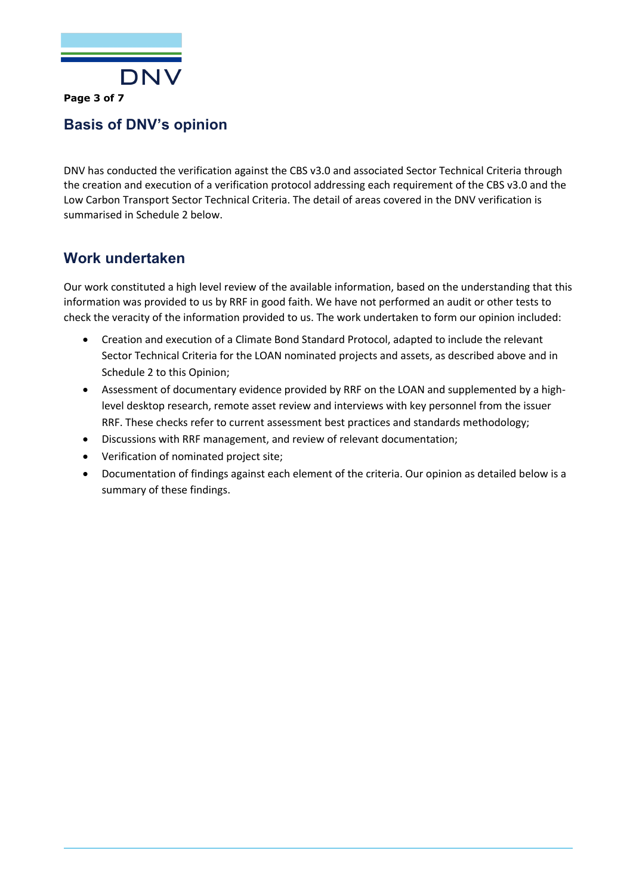## Basis of DNV's opinion

DNV has conducted the verification against the CBS v3.0 and associated Sector Technical Criteria through the creation and execution of a verification protocol addressing each requirement of the CBS v3.0 and the Low Carbon Transport Sector Technical Criteria. The detail of areas covered in the DNV verification is summarised in Schedule 2 below.

## Work undertaken

Our work constituted a high level review of the available information, based on the understanding that this information was provided to us by RRF in good faith. We have not performed an audit or other tests to check the veracity of the information provided to us. The work undertaken to form our opinion included:

- Creation and execution of a Climate Bond Standard Protocol, adapted to include the relevant Sector Technical Criteria for the LOAN nominated projects and assets, as described above and in Schedule 2 to this Opinion;
- Assessment of documentary evidence provided by RRF on the LOAN and supplemented by a high-level desktop research, remote asset review and interviews with key personnel from the issuer RRF. These checks refer to current assessment best practices and standards methodology;
- Discussions with RRF management, and review of relevant documentation;
- Verification of nominated project site;
- Documentation of findings against each element of the criteria. Our opinion as detailed below is a summary of these findings.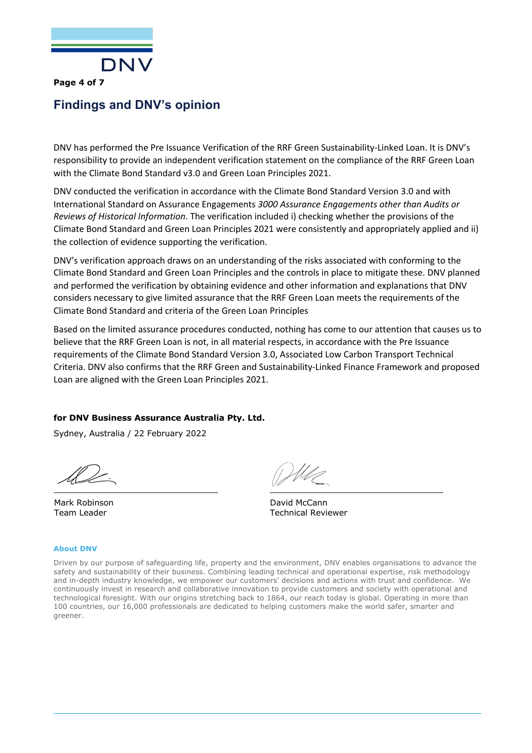## Findings and DNV's opinion

DNV has performed the Pre Issuance Verification of the RRF Green Sustainability-Linked Loan. It is DNV's responsibility to provide an independent verification statement on the compliance of the RRF Green Loan with the Climate Bond Standard v3.0 and Green Loan Principles 2021.

DNV conducted the verification in accordance with the Climate Bond Standard Version 3.0 and with International Standard on Assurance Engagements *3000 Assurance Engagements other than Audits or Reviews of Historical Information*. The verification included i) checking whether the provisions of the Climate Bond Standard and Green Loan Principles 2021 were consistently and appropriately applied and ii) the collection of evidence supporting the verification.

DNV's verification approach draws on an understanding of the risks associated with conforming to the Climate Bond Standard and Green Loan Principles and the controls in place to mitigate these. DNV planned and performed the verification by obtaining evidence and other information and explanations that DNV considers necessary to give limited assurance that the RRF Green Loan meets the requirements of the Climate Bond Standard and criteria of the Green Loan Principles

Based on the limited assurance procedures conducted, nothing has come to our attention that causes us to believe that the RRF Green Loan is not, in all material respects, in accordance with the Pre Issuance requirements of the Climate Bond Standard Version 3.0, Associated Low Carbon Transport Technical Criteria. DNV also confirms that the RRF Green and Sustainability-Linked Finance Framework and proposed Loan are aligned with the Green Loan Principles 2021.

**for DNV Business Assurance Australia Pty. Ltd.**

Sydney, Australia / 22 February 2022

Mark Robinson
Team Leader

David McCann
Technical Reviewer

**About DNV**

Driven by our purpose of safeguarding life, property and the environment, DNV enables organisations to advance the safety and sustainability of their business. Combining leading technical and operational expertise, risk methodology and in-depth industry knowledge, we empower our customers' decisions and actions with trust and confidence. We continuously invest in research and collaborative innovation to provide customers and society with operational and technological foresight. With our origins stretching back to 1864, our reach today is global. Operating in more than 100 countries, our 16,000 professionals are dedicated to helping customers make the world safer, smarter and greener.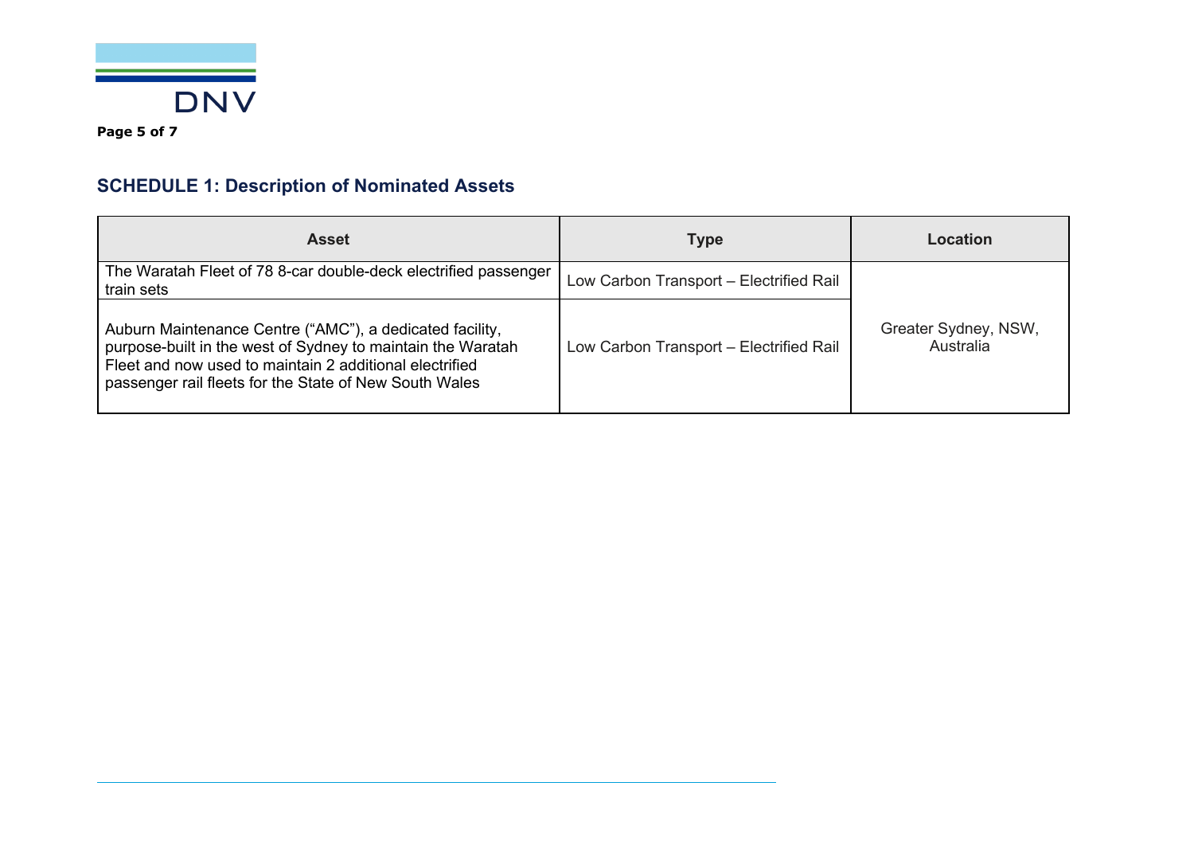## SCHEDULE 1: Description of Nominated Assets

| Asset | Type | Location |
| --- | --- | --- |
| The Waratah Fleet of 78 8-car double-deck electrified passenger train sets | Low Carbon Transport – Electrified Rail | Greater Sydney, NSW, Australia |
| Auburn Maintenance Centre (“AMC”), a dedicated facility, purpose-built in the west of Sydney to maintain the Waratah Fleet and now used to maintain 2 additional electrified passenger rail fleets for the State of New South Wales | Low Carbon Transport – Electrified Rail | |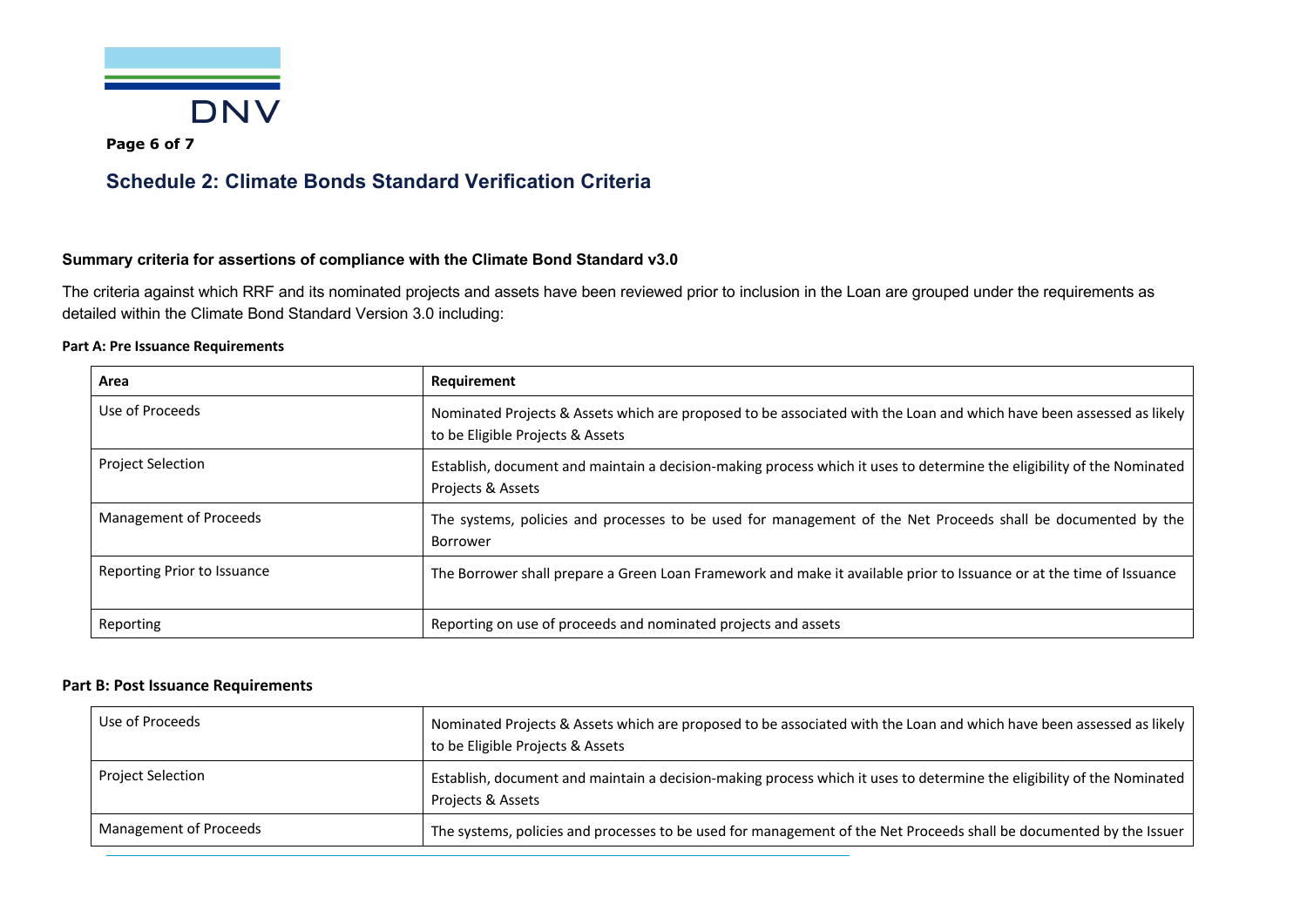## Schedule 2: Climate Bonds Standard Verification Criteria

**Summary criteria for assertions of compliance with the Climate Bond Standard v3.0**

The criteria against which RRF and its nominated projects and assets have been reviewed prior to inclusion in the Loan are grouped under the requirements as detailed within the Climate Bond Standard Version 3.0 including:

**Part A: Pre Issuance Requirements**

| Area | Requirement |
|---|---|
| Use of Proceeds | Nominated Projects & Assets which are proposed to be associated with the Loan and which have been assessed as likely to be Eligible Projects & Assets |
| Project Selection | Establish, document and maintain a decision-making process which it uses to determine the eligibility of the Nominated Projects & Assets |
| Management of Proceeds | The systems, policies and processes to be used for management of the Net Proceeds shall be documented by the Borrower |
| Reporting Prior to Issuance | The Borrower shall prepare a Green Loan Framework and make it available prior to Issuance or at the time of Issuance |
| Reporting | Reporting on use of proceeds and nominated projects and assets |

**Part B: Post Issuance Requirements**

| Area | Requirement |
|---|---|
| Use of Proceeds | Nominated Projects & Assets which are proposed to be associated with the Loan and which have been assessed as likely to be Eligible Projects & Assets |
| Project Selection | Establish, document and maintain a decision-making process which it uses to determine the eligibility of the Nominated Projects & Assets |
| Management of Proceeds | The systems, policies and processes to be used for management of the Net Proceeds shall be documented by the Issuer |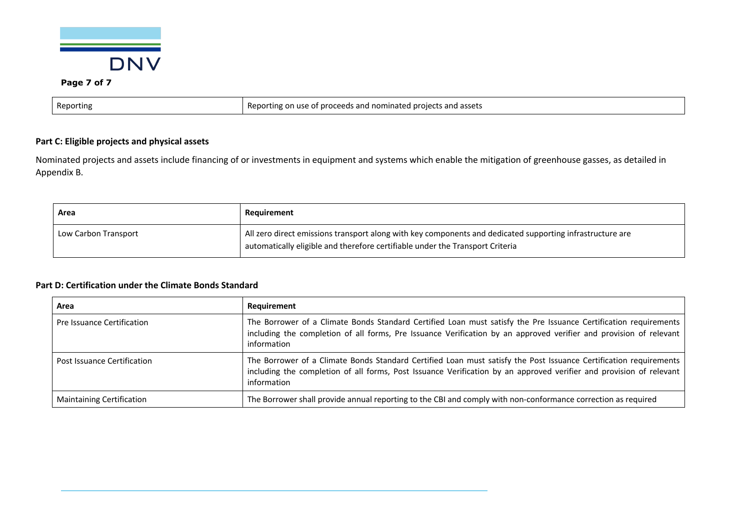| | |
|---|---|
| Reporting | Reporting on use of proceeds and nominated projects and assets |

**Part C: Eligible projects and physical assets**

Nominated projects and assets include financing of or investments in equipment and systems which enable the mitigation of greenhouse gasses, as detailed in Appendix B.

| Area | Requirement |
|---|---|
| Low Carbon Transport | All zero direct emissions transport along with key components and dedicated supporting infrastructure are automatically eligible and therefore certifiable under the Transport Criteria |

**Part D: Certification under the Climate Bonds Standard**

| Area | Requirement |
|---|---|
| Pre Issuance Certification | The Borrower of a Climate Bonds Standard Certified Loan must satisfy the Pre Issuance Certification requirements including the completion of all forms, Pre Issuance Verification by an approved verifier and provision of relevant information |
| Post Issuance Certification | The Borrower of a Climate Bonds Standard Certified Loan must satisfy the Post Issuance Certification requirements including the completion of all forms, Post Issuance Verification by an approved verifier and provision of relevant information |
| Maintaining Certification | The Borrower shall provide annual reporting to the CBI and comply with non-conformance correction as required |